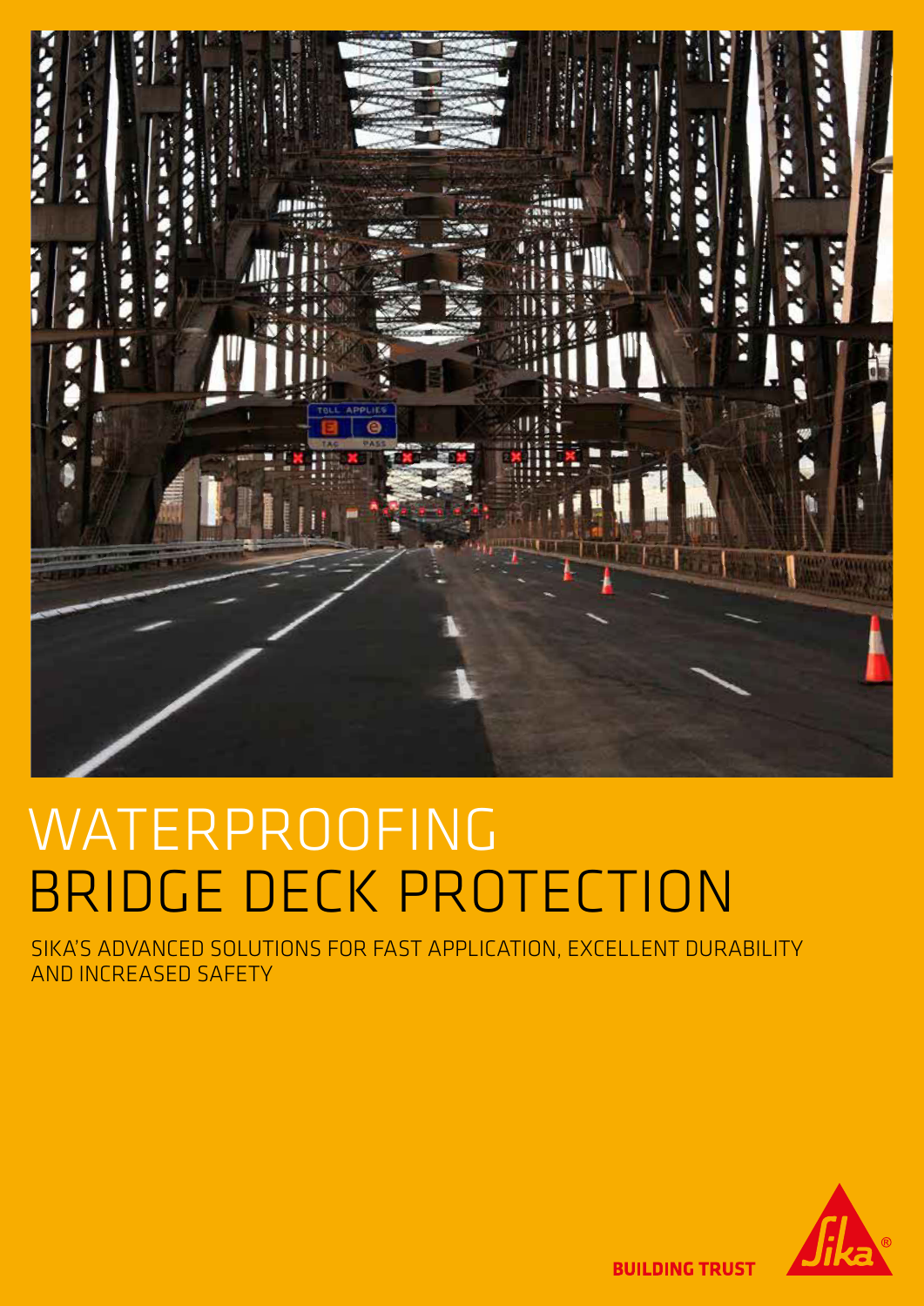# WATERPROOFING
# BRIDGE DECK PROTECTION

SIKA'S ADVANCED SOLUTIONS FOR FAST APPLICATION, EXCELLENT DURABILITY AND INCREASED SAFETY

**BUILDING TRUST**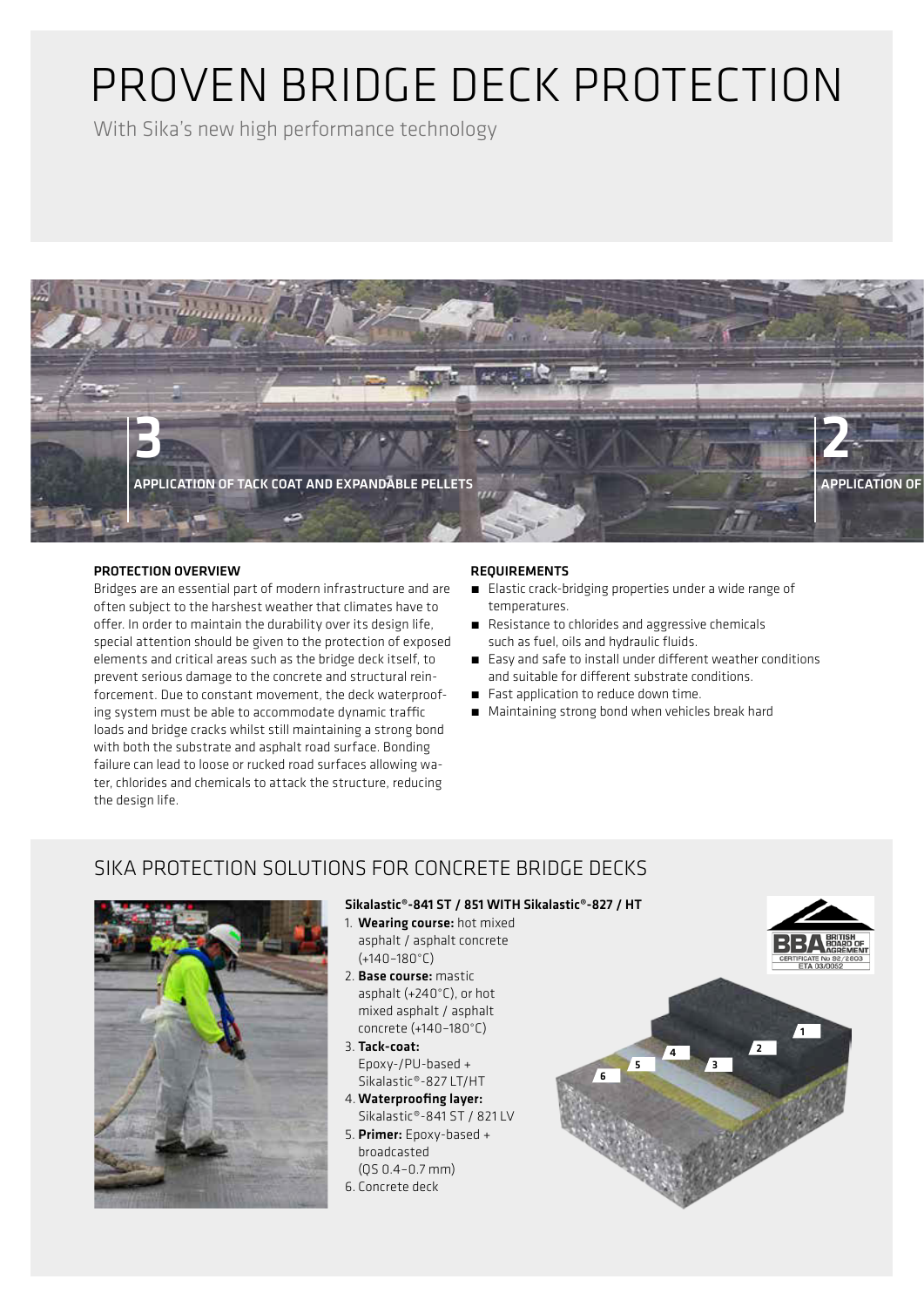# PROVEN BRIDGE DECK PROTECTION

With Sika's new high performance technology

3
APPLICATION OF TACK COAT AND EXPANDABLE PELLETS

2
APPLICATION OF

#### PROTECTION OVERVIEW

Bridges are an essential part of modern infrastructure and are often subject to the harshest weather that climates have to offer. In order to maintain the durability over its design life, special attention should be given to the protection of exposed elements and critical areas such as the bridge deck itself, to prevent serious damage to the concrete and structural reinforcement. Due to constant movement, the deck waterproofing system must be able to accommodate dynamic traffic loads and bridge cracks whilst still maintaining a strong bond with both the substrate and asphalt road surface. Bonding failure can lead to loose or rucked road surfaces allowing water, chlorides and chemicals to attack the structure, reducing the design life.

#### REQUIREMENTS

- Elastic crack-bridging properties under a wide range of temperatures.
- Resistance to chlorides and aggressive chemicals such as fuel, oils and hydraulic fluids.
- Easy and safe to install under different weather conditions and suitable for different substrate conditions.
- Fast application to reduce down time.
- Maintaining strong bond when vehicles break hard

## SIKA PROTECTION SOLUTIONS FOR CONCRETE BRIDGE DECKS

#### Sikalastic®-841 ST / 851 WITH Sikalastic®-827 / HT

1. **Wearing course:** hot mixed asphalt / asphalt concrete (+140–180°C)
2. **Base course:** mastic asphalt (+240°C), or hot mixed asphalt / asphalt concrete (+140–180°C)
3. **Tack-coat:** Epoxy-/PU-based + Sikalastic®-827 LT/HT
4. **Waterproofing layer:** Sikalastic®-841 ST / 821 LV
5. **Primer:** Epoxy-based + broadcasted (QS 0.4–0.7 mm)
6. Concrete deck

BRITISH BOARD OF AGRÉMENT
CERTIFICATE No 92/2603
ETA 03/0052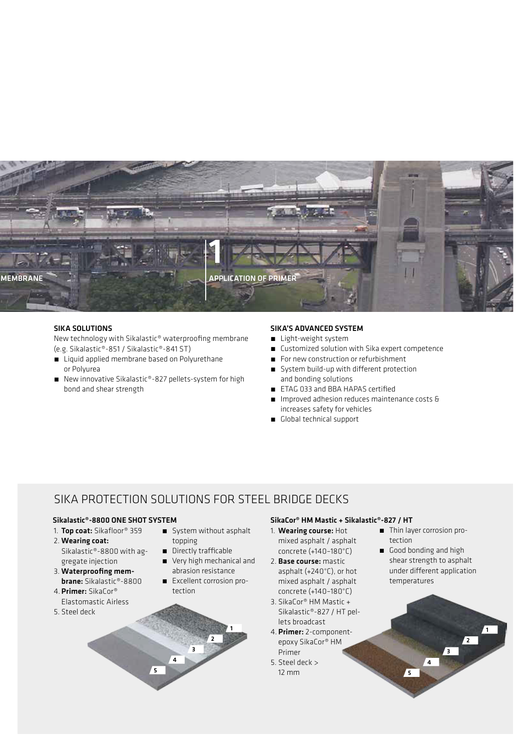MEMBRANE

1

APPLICATION OF PRIMER

### SIKA SOLUTIONS

New technology with Sikalastic® waterproofing membrane (e.g. Sikalastic®-851 / Sikalastic®-841 ST)

- Liquid applied membrane based on Polyurethane or Polyurea
- New innovative Sikalastic®-827 pellets-system for high bond and shear strength

### SIKA'S ADVANCED SYSTEM

- Light-weight system
- Customized solution with Sika expert competence
- For new construction or refurbishment
- System build-up with different protection and bonding solutions
- ETAG 033 and BBA HAPAS certified
- Improved adhesion reduces maintenance costs & increases safety for vehicles
- Global technical support

## SIKA PROTECTION SOLUTIONS FOR STEEL BRIDGE DECKS

### Sikalastic®-8800 ONE SHOT SYSTEM

1. **Top coat:** Sikafloor® 359
2. **Wearing coat:** Sikalastic®-8800 with aggregate injection
3. **Waterproofing membrane:** Sikalastic®-8800
4. **Primer:** SikaCor® Elastomastic Airless
5. Steel deck

- System without asphalt topping
- Directly trafficable
- Very high mechanical and abrasion resistance
- Excellent corrosion protection

### SikaCor® HM Mastic + Sikalastic®-827 / HT

1. **Wearing course:** Hot mixed asphalt / asphalt concrete (+140–180°C)
2. **Base course:** mastic asphalt (+240°C), or hot mixed asphalt / asphalt concrete (+140–180°C)
3. SikaCor® HM Mastic + Sikalastic®-827 / HT pellets broadcast
4. **Primer:** 2-component-epoxy SikaCor® HM Primer
5. Steel deck > 12 mm

- Thin layer corrosion protection
- Good bonding and high shear strength to asphalt under different application temperatures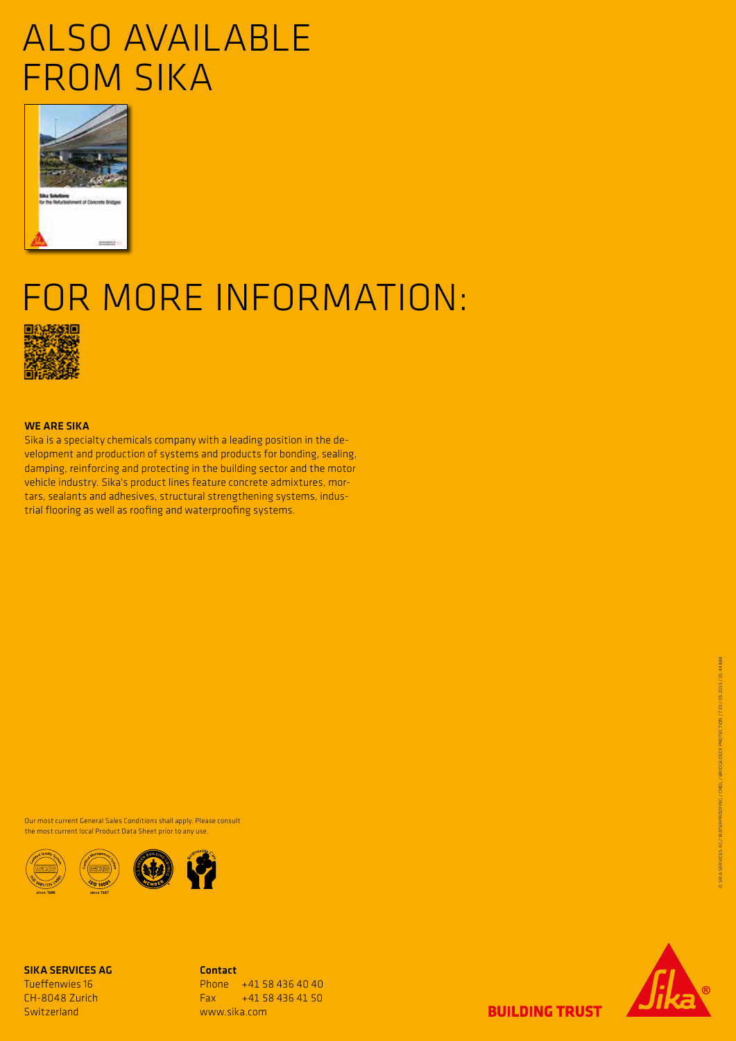# ALSO AVAILABLE FROM SIKA

# FOR MORE INFORMATION:

**WE ARE SIKA**

Sika is a specialty chemicals company with a leading position in the development and production of systems and products for bonding, sealing, damping, reinforcing and protecting in the building sector and the motor vehicle industry. Sika's product lines feature concrete admixtures, mortars, sealants and adhesives, structural strengthening systems, industrial flooring as well as roofing and waterproofing systems.

Our most current General Sales Conditions shall apply. Please consult the most current local Product Data Sheet prior to any use.

**SIKA SERVICES AG**
Tueffenwies 16
CH-8048 Zurich
Switzerland

**Contact**
Phone +41 58 436 40 40
Fax +41 58 436 41 50
www.sika.com

**BUILDING TRUST**

© SIKA SERVICES AG / WATERPROOFING / CMDL / BRIDGEDECK PROTECTION / 7.20 / 05.2015 / ID: 44888